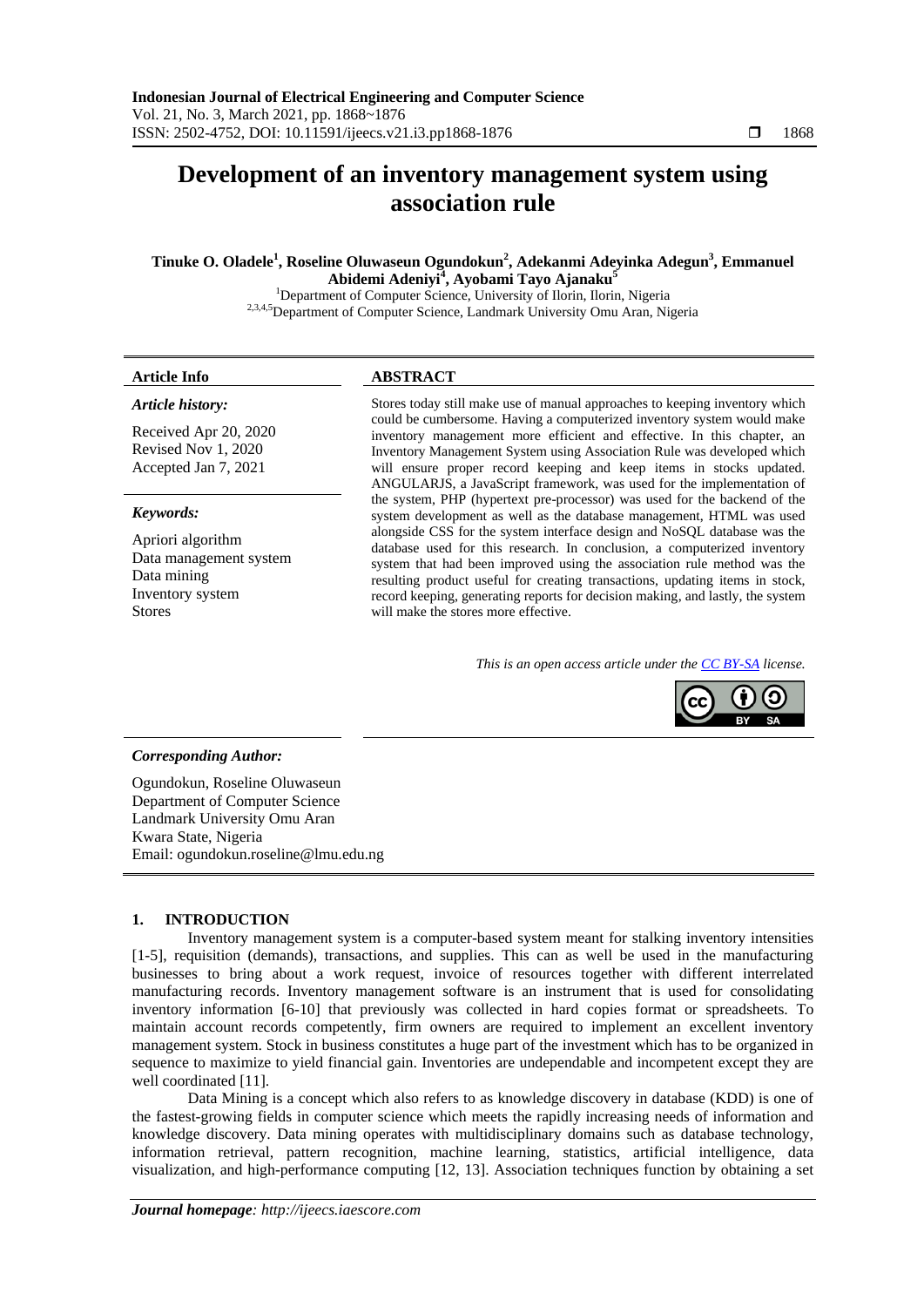# Development of an inventory management system using association rule

**Tinuke O. Oladele[1], Roseline Oluwaseun Ogundokun[2], Adekanmi Adeyinka Adegun[3], Emmanuel Abidemi Adeniyi[4], Ayobami Tayo Ajanaku[5]**

[1]Department of Computer Science, University of Ilorin, Ilorin, Nigeria
[2,3,4,5]Department of Computer Science, Landmark University Omu Aran, Nigeria

**Article Info**

***Article history:***

Received Apr 20, 2020
Revised Nov 1, 2020
Accepted Jan 7, 2021

***Keywords:***

Apriori algorithm
Data management system
Data mining
Inventory system
Stores

**ABSTRACT**

Stores today still make use of manual approaches to keeping inventory which could be cumbersome. Having a computerized inventory system would make inventory management more efficient and effective. In this chapter, an Inventory Management System using Association Rule was developed which will ensure proper record keeping and keep items in stocks updated. ANGULARJS, a JavaScript framework, was used for the implementation of the system, PHP (hypertext pre-processor) was used for the backend of the system development as well as the database management, HTML was used alongside CSS for the system interface design and NoSQL database was the database used for this research. In conclusion, a computerized inventory system that had been improved using the association rule method was the resulting product useful for creating transactions, updating items in stock, record keeping, generating reports for decision making, and lastly, the system will make the stores more effective.

*This is an open access article under the CC BY-SA license.*

***Corresponding Author:***

Ogundokun, Roseline Oluwaseun
Department of Computer Science
Landmark University Omu Aran
Kwara State, Nigeria
Email: ogundokun.roseline@lmu.edu.ng

## 1. INTRODUCTION

Inventory management system is a computer-based system meant for stalking inventory intensities [1-5], requisition (demands), transactions, and supplies. This can as well be used in the manufacturing businesses to bring about a work request, invoice of resources together with different interrelated manufacturing records. Inventory management software is an instrument that is used for consolidating inventory information [6-10] that previously was collected in hard copies format or spreadsheets. To maintain account records competently, firm owners are required to implement an excellent inventory management system. Stock in business constitutes a huge part of the investment which has to be organized in sequence to maximize to yield financial gain. Inventories are undependable and incompetent except they are well coordinated [11].

Data Mining is a concept which also refers to as knowledge discovery in database (KDD) is one of the fastest-growing fields in computer science which meets the rapidly increasing needs of information and knowledge discovery. Data mining operates with multidisciplinary domains such as database technology, information retrieval, pattern recognition, machine learning, statistics, artificial intelligence, data visualization, and high-performance computing [12, 13]. Association techniques function by obtaining a set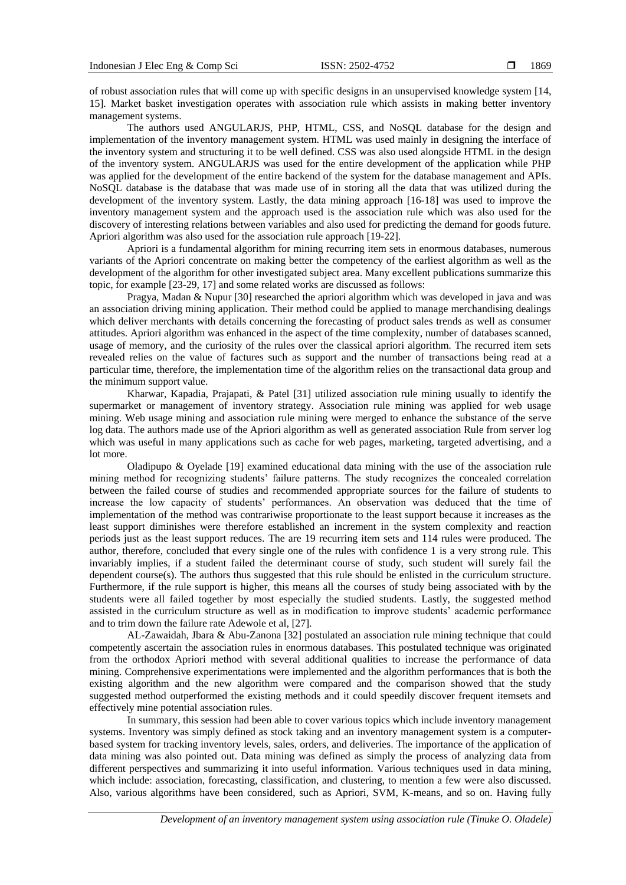of robust association rules that will come up with specific designs in an unsupervised knowledge system [14, 15]. Market basket investigation operates with association rule which assists in making better inventory management systems.

The authors used ANGULARJS, PHP, HTML, CSS, and NoSQL database for the design and implementation of the inventory management system. HTML was used mainly in designing the interface of the inventory system and structuring it to be well defined. CSS was also used alongside HTML in the design of the inventory system. ANGULARJS was used for the entire development of the application while PHP was applied for the development of the entire backend of the system for the database management and APIs. NoSQL database is the database that was made use of in storing all the data that was utilized during the development of the inventory system. Lastly, the data mining approach [16-18] was used to improve the inventory management system and the approach used is the association rule which was also used for the discovery of interesting relations between variables and also used for predicting the demand for goods future. Apriori algorithm was also used for the association rule approach [19-22].

Apriori is a fundamental algorithm for mining recurring item sets in enormous databases, numerous variants of the Apriori concentrate on making better the competency of the earliest algorithm as well as the development of the algorithm for other investigated subject area. Many excellent publications summarize this topic, for example [23-29, 17] and some related works are discussed as follows:

Pragya, Madan & Nupur [30] researched the apriori algorithm which was developed in java and was an association driving mining application. Their method could be applied to manage merchandising dealings which deliver merchants with details concerning the forecasting of product sales trends as well as consumer attitudes. Apriori algorithm was enhanced in the aspect of the time complexity, number of databases scanned, usage of memory, and the curiosity of the rules over the classical apriori algorithm. The recurred item sets revealed relies on the value of factures such as support and the number of transactions being read at a particular time, therefore, the implementation time of the algorithm relies on the transactional data group and the minimum support value.

Kharwar, Kapadia, Prajapati, & Patel [31] utilized association rule mining usually to identify the supermarket or management of inventory strategy. Association rule mining was applied for web usage mining. Web usage mining and association rule mining were merged to enhance the substance of the serve log data. The authors made use of the Apriori algorithm as well as generated association Rule from server log which was useful in many applications such as cache for web pages, marketing, targeted advertising, and a lot more.

Oladipupo & Oyelade [19] examined educational data mining with the use of the association rule mining method for recognizing students' failure patterns. The study recognizes the concealed correlation between the failed course of studies and recommended appropriate sources for the failure of students to increase the low capacity of students' performances. An observation was deduced that the time of implementation of the method was contrariwise proportionate to the least support because it increases as the least support diminishes were therefore established an increment in the system complexity and reaction periods just as the least support reduces. The are 19 recurring item sets and 114 rules were produced. The author, therefore, concluded that every single one of the rules with confidence 1 is a very strong rule. This invariably implies, if a student failed the determinant course of study, such student will surely fail the dependent course(s). The authors thus suggested that this rule should be enlisted in the curriculum structure. Furthermore, if the rule support is higher, this means all the courses of study being associated with by the students were all failed together by most especially the studied students. Lastly, the suggested method assisted in the curriculum structure as well as in modification to improve students' academic performance and to trim down the failure rate Adewole et al, [27].

AL-Zawaidah, Jbara & Abu-Zanona [32] postulated an association rule mining technique that could competently ascertain the association rules in enormous databases. This postulated technique was originated from the orthodox Apriori method with several additional qualities to increase the performance of data mining. Comprehensive experimentations were implemented and the algorithm performances that is both the existing algorithm and the new algorithm were compared and the comparison showed that the study suggested method outperformed the existing methods and it could speedily discover frequent itemsets and effectively mine potential association rules.

In summary, this session had been able to cover various topics which include inventory management systems. Inventory was simply defined as stock taking and an inventory management system is a computer-based system for tracking inventory levels, sales, orders, and deliveries. The importance of the application of data mining was also pointed out. Data mining was defined as simply the process of analyzing data from different perspectives and summarizing it into useful information. Various techniques used in data mining, which include: association, forecasting, classification, and clustering, to mention a few were also discussed. Also, various algorithms have been considered, such as Apriori, SVM, K-means, and so on. Having fully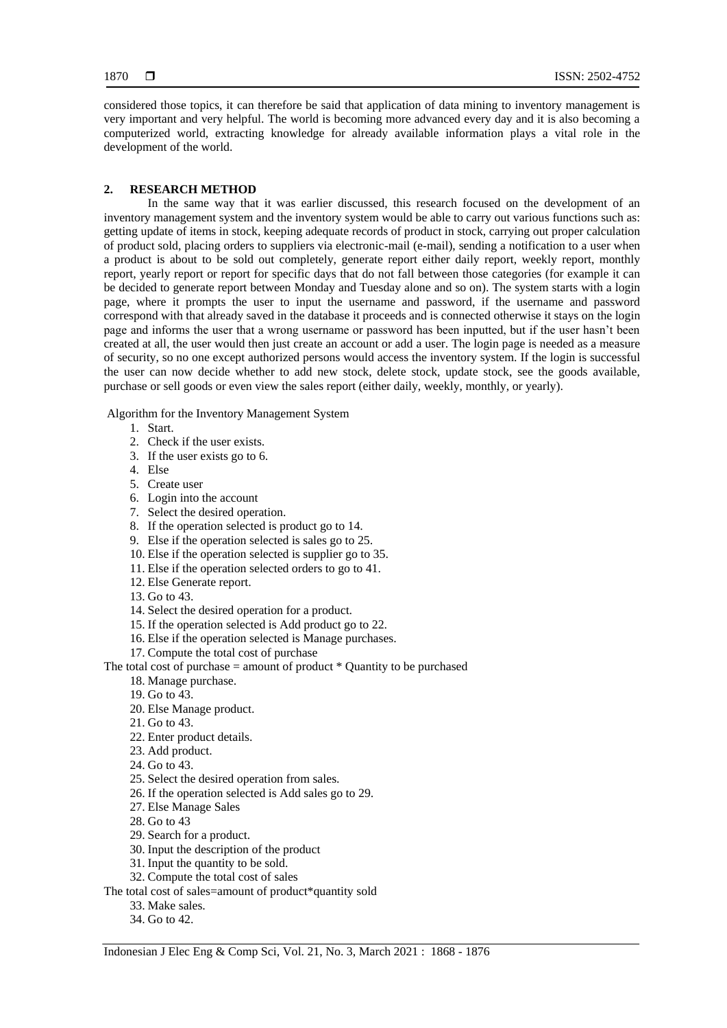considered those topics, it can therefore be said that application of data mining to inventory management is very important and very helpful. The world is becoming more advanced every day and it is also becoming a computerized world, extracting knowledge for already available information plays a vital role in the development of the world.

## 2. RESEARCH METHOD

In the same way that it was earlier discussed, this research focused on the development of an inventory management system and the inventory system would be able to carry out various functions such as: getting update of items in stock, keeping adequate records of product in stock, carrying out proper calculation of product sold, placing orders to suppliers via electronic-mail (e-mail), sending a notification to a user when a product is about to be sold out completely, generate report either daily report, weekly report, monthly report, yearly report or report for specific days that do not fall between those categories (for example it can be decided to generate report between Monday and Tuesday alone and so on). The system starts with a login page, where it prompts the user to input the username and password, if the username and password correspond with that already saved in the database it proceeds and is connected otherwise it stays on the login page and informs the user that a wrong username or password has been inputted, but if the user hasn't been created at all, the user would then just create an account or add a user. The login page is needed as a measure of security, so no one except authorized persons would access the inventory system. If the login is successful the user can now decide whether to add new stock, delete stock, update stock, see the goods available, purchase or sell goods or even view the sales report (either daily, weekly, monthly, or yearly).

Algorithm for the Inventory Management System

1. Start.
2. Check if the user exists.
3. If the user exists go to 6.
4. Else
5. Create user
6. Login into the account
7. Select the desired operation.
8. If the operation selected is product go to 14.
9. Else if the operation selected is sales go to 25.
10. Else if the operation selected is supplier go to 35.
11. Else if the operation selected orders to go to 41.
12. Else Generate report.
13. Go to 43.
14. Select the desired operation for a product.
15. If the operation selected is Add product go to 22.
16. Else if the operation selected is Manage purchases.
17. Compute the total cost of purchase

The total cost of purchase = amount of product * Quantity to be purchased

18. Manage purchase.
19. Go to 43.
20. Else Manage product.
21. Go to 43.
22. Enter product details.
23. Add product.
24. Go to 43.
25. Select the desired operation from sales.
26. If the operation selected is Add sales go to 29.
27. Else Manage Sales
28. Go to 43
29. Search for a product.
30. Input the description of the product
31. Input the quantity to be sold.
32. Compute the total cost of sales

The total cost of sales=amount of product*quantity sold

33. Make sales.
34. Go to 42.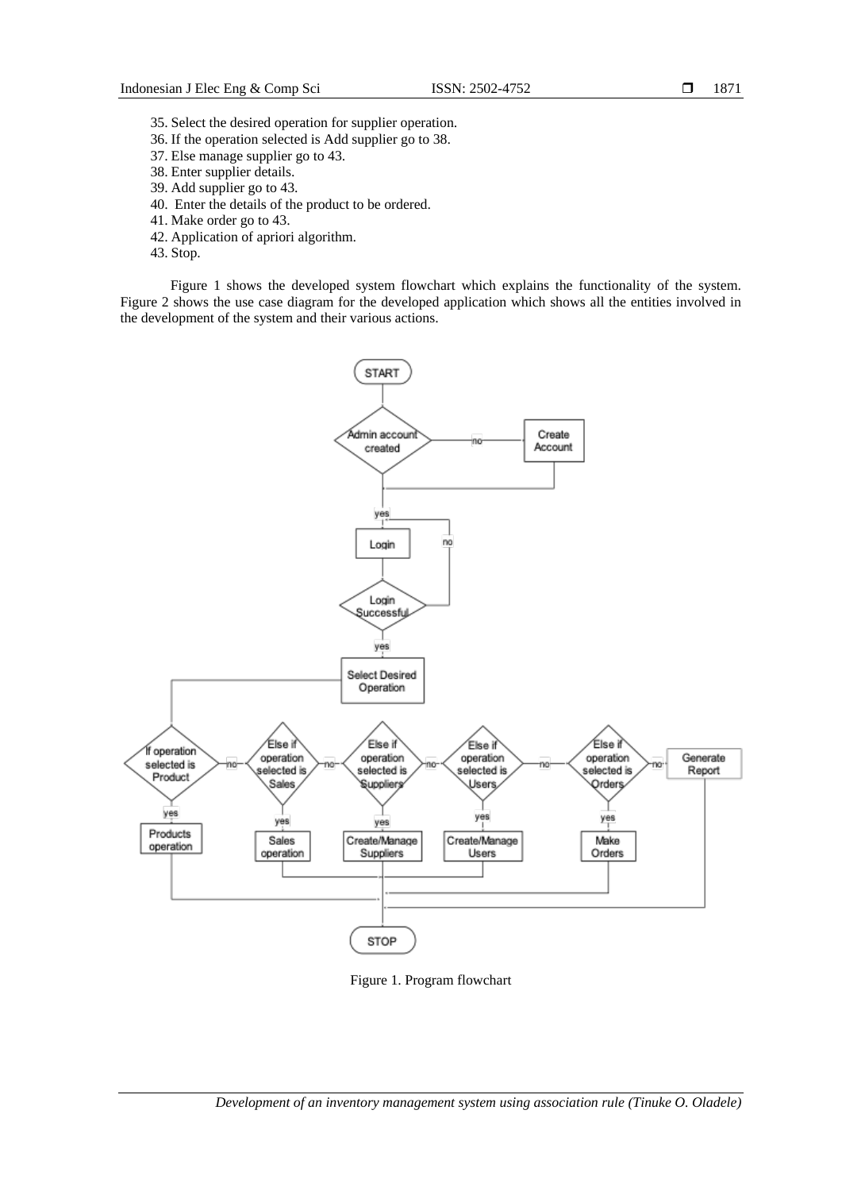35. Select the desired operation for supplier operation.
36. If the operation selected is Add supplier go to 38.
37. Else manage supplier go to 43.
38. Enter supplier details.
39. Add supplier go to 43.
40. Enter the details of the product to be ordered.
41. Make order go to 43.
42. Application of apriori algorithm.
43. Stop.

Figure 1 shows the developed system flowchart which explains the functionality of the system. Figure 2 shows the use case diagram for the developed application which shows all the entities involved in the development of the system and their various actions.

Figure 1. Program flowchart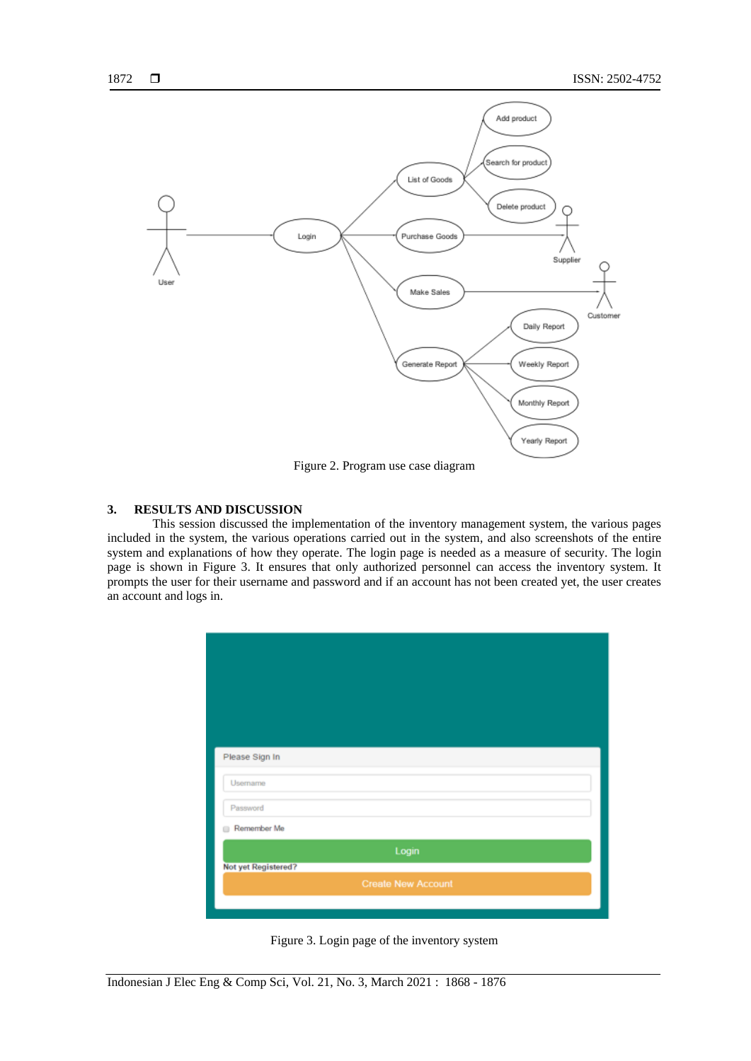Figure 2. Program use case diagram

## 3. RESULTS AND DISCUSSION

This session discussed the implementation of the inventory management system, the various pages included in the system, the various operations carried out in the system, and also screenshots of the entire system and explanations of how they operate. The login page is needed as a measure of security. The login page is shown in Figure 3. It ensures that only authorized personnel can access the inventory system. It prompts the user for their username and password and if an account has not been created yet, the user creates an account and logs in.

Figure 3. Login page of the inventory system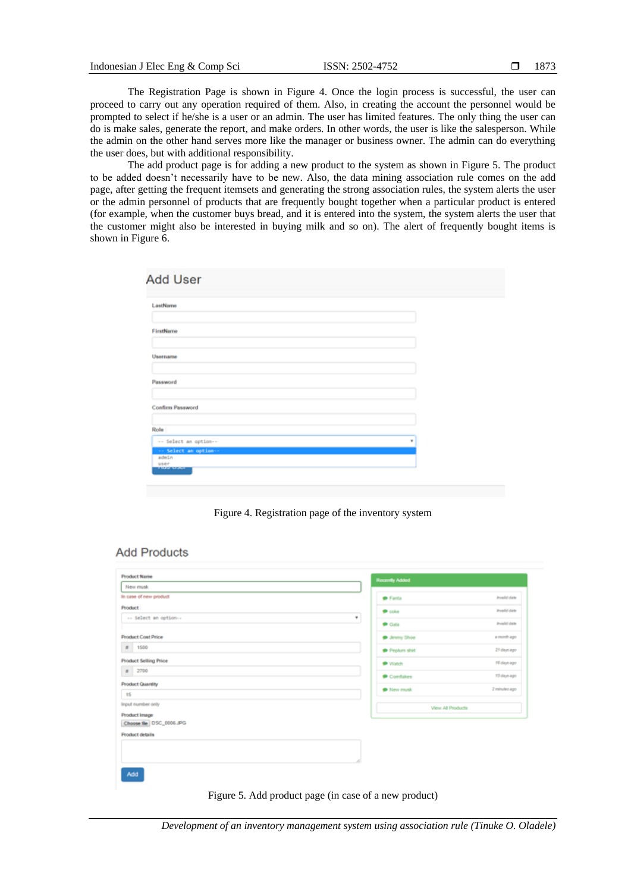The Registration Page is shown in Figure 4. Once the login process is successful, the user can proceed to carry out any operation required of them. Also, in creating the account the personnel would be prompted to select if he/she is a user or an admin. The user has limited features. The only thing the user can do is make sales, generate the report, and make orders. In other words, the user is like the salesperson. While the admin on the other hand serves more like the manager or business owner. The admin can do everything the user does, but with additional responsibility.

The add product page is for adding a new product to the system as shown in Figure 5. The product to be added doesn't necessarily have to be new. Also, the data mining association rule comes on the add page, after getting the frequent itemsets and generating the strong association rules, the system alerts the user or the admin personnel of products that are frequently bought together when a particular product is entered (for example, when the customer buys bread, and it is entered into the system, the system alerts the user that the customer might also be interested in buying milk and so on). The alert of frequently bought items is shown in Figure 6.

Figure 4. Registration page of the inventory system

Figure 5. Add product page (in case of a new product)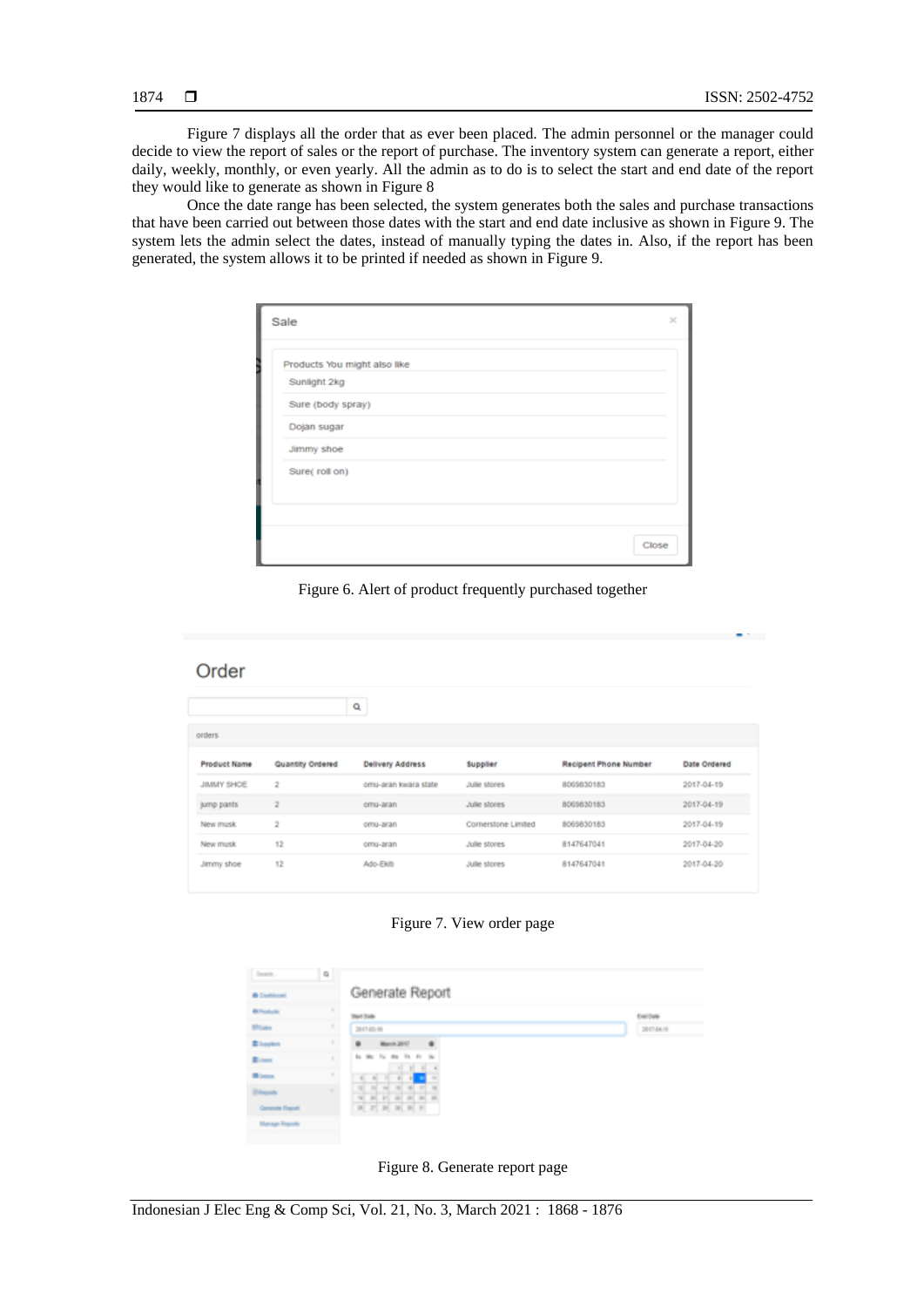Figure 7 displays all the order that as ever been placed. The admin personnel or the manager could decide to view the report of sales or the report of purchase. The inventory system can generate a report, either daily, weekly, monthly, or even yearly. All the admin as to do is to select the start and end date of the report they would like to generate as shown in Figure 8

Once the date range has been selected, the system generates both the sales and purchase transactions that have been carried out between those dates with the start and end date inclusive as shown in Figure 9. The system lets the admin select the dates, instead of manually typing the dates in. Also, if the report has been generated, the system allows it to be printed if needed as shown in Figure 9.

Figure 6. Alert of product frequently purchased together

Figure 7. View order page

Figure 8. Generate report page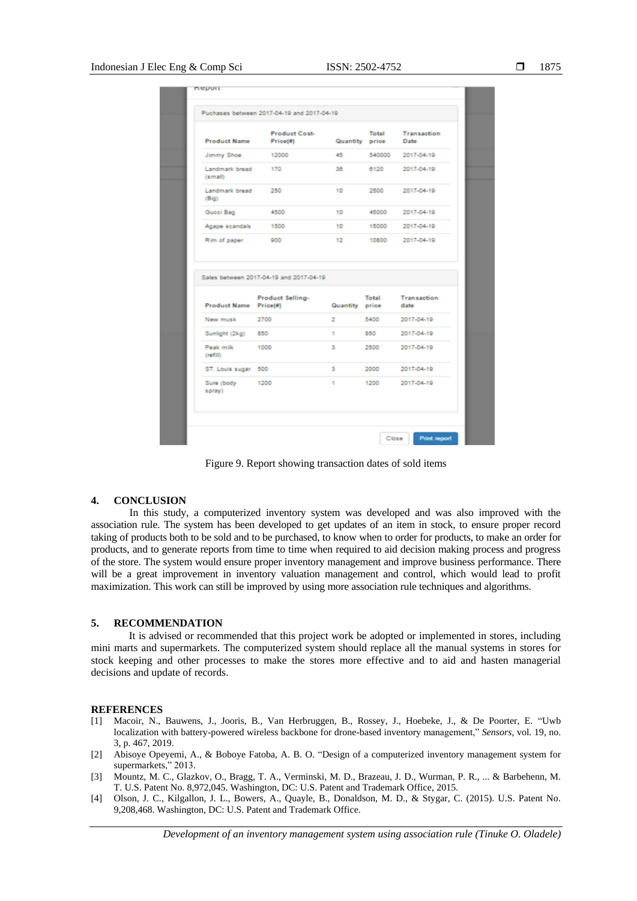Report

Puchases between 2017-04-19 and 2017-04-19

| Product Name | Product Cost-Price(#) | Quantity | Total price | Transaction Date |
|---|---|---|---|---|
| Jimmy Shoe | 12000 | 45 | 540000 | 2017-04-19 |
| Landmark bread (small) | 170 | 36 | 6120 | 2017-04-19 |
| Landmark bread (Big) | 250 | 10 | 2500 | 2017-04-19 |
| Gucci Bag | 4500 | 10 | 45000 | 2017-04-19 |
| Agape scandals | 1500 | 10 | 15000 | 2017-04-19 |
| Rim of paper | 900 | 12 | 10800 | 2017-04-19 |

Sales between 2017-04-19 and 2017-04-19

| Product Name | Product Selling-Price(#) | Quantity | Total price | Transaction date |
|---|---|---|---|---|
| New musk | 2700 | 2 | 5400 | 2017-04-19 |
| Sunlight (2kg) | 850 | 1 | 850 | 2017-04-19 |
| Peak milk (refill) | 1000 | 3 | 2500 | 2017-04-19 |
| ST. Louis sugar | 500 | 3 | 2000 | 2017-04-19 |
| Sure (body spray) | 1200 | 1 | 1200 | 2017-04-19 |

Close | Print report

Figure 9. Report showing transaction dates of sold items

## 4. CONCLUSION

In this study, a computerized inventory system was developed and was also improved with the association rule. The system has been developed to get updates of an item in stock, to ensure proper record taking of products both to be sold and to be purchased, to know when to order for products, to make an order for products, and to generate reports from time to time when required to aid decision making process and progress of the store. The system would ensure proper inventory management and improve business performance. There will be a great improvement in inventory valuation management and control, which would lead to profit maximization. This work can still be improved by using more association rule techniques and algorithms.

## 5. RECOMMENDATION

It is advised or recommended that this project work be adopted or implemented in stores, including mini marts and supermarkets. The computerized system should replace all the manual systems in stores for stock keeping and other processes to make the stores more effective and to aid and hasten managerial decisions and update of records.

## REFERENCES

[1] Macoir, N., Bauwens, J., Jooris, B., Van Herbruggen, B., Rossey, J., Hoebeke, J., & De Poorter, E. "Uwb localization with battery-powered wireless backbone for drone-based inventory management," *Sensors*, vol. 19, no. 3, p. 467, 2019.

[2] Abisoye Opeyemi, A., & Boboye Fatoba, A. B. O. "Design of a computerized inventory management system for supermarkets," 2013.

[3] Mountz, M. C., Glazkov, O., Bragg, T. A., Verminski, M. D., Brazeau, J. D., Wurman, P. R., ... & Barbehenn, M. T. U.S. Patent No. 8,972,045. Washington, DC: U.S. Patent and Trademark Office, 2015.

[4] Olson, J. C., Kilgallon, J. L., Bowers, A., Quayle, B., Donaldson, M. D., & Stygar, C. (2015). U.S. Patent No. 9,208,468. Washington, DC: U.S. Patent and Trademark Office.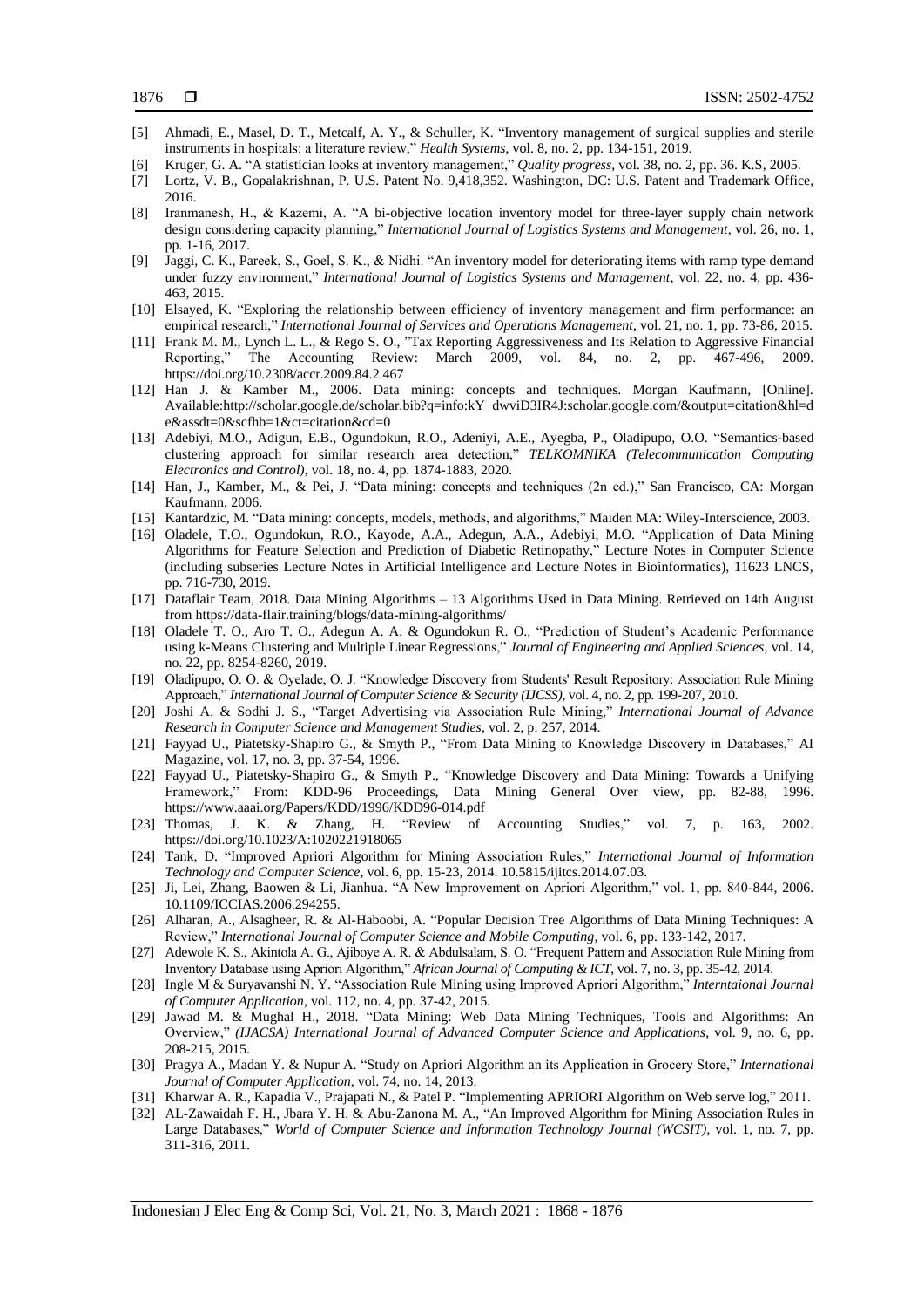[5] Ahmadi, E., Masel, D. T., Metcalf, A. Y., & Schuller, K. "Inventory management of surgical supplies and sterile instruments in hospitals: a literature review," *Health Systems*, vol. 8, no. 2, pp. 134-151, 2019.

[6] Kruger, G. A. "A statistician looks at inventory management," *Quality progress*, vol. 38, no. 2, pp. 36. K.S, 2005.

[7] Lortz, V. B., Gopalakrishnan, P. U.S. Patent No. 9,418,352. Washington, DC: U.S. Patent and Trademark Office, 2016.

[8] Iranmanesh, H., & Kazemi, A. "A bi-objective location inventory model for three-layer supply chain network design considering capacity planning," *International Journal of Logistics Systems and Management*, vol. 26, no. 1, pp. 1-16, 2017.

[9] Jaggi, C. K., Pareek, S., Goel, S. K., & Nidhi. "An inventory model for deteriorating items with ramp type demand under fuzzy environment," *International Journal of Logistics Systems and Management*, vol. 22, no. 4, pp. 436-463, 2015.

[10] Elsayed, K. "Exploring the relationship between efficiency of inventory management and firm performance: an empirical research," *International Journal of Services and Operations Management*, vol. 21, no. 1, pp. 73-86, 2015.

[11] Frank M. M., Lynch L. L., & Rego S. O., "Tax Reporting Aggressiveness and Its Relation to Aggressive Financial Reporting," The Accounting Review: March 2009, vol. 84, no. 2, pp. 467-496, 2009. https://doi.org/10.2308/accr.2009.84.2.467

[12] Han J. & Kamber M., 2006. Data mining: concepts and techniques. Morgan Kaufmann, [Online]. Available:http://scholar.google.de/scholar.bib?q=info:kY dwviD3IR4J:scholar.google.com/&output=citation&hl=de&assdt=0&scfhb=1&ct=citation&cd=0

[13] Adebiyi, M.O., Adigun, E.B., Ogundokun, R.O., Adeniyi, A.E., Ayegba, P., Oladipupo, O.O. "Semantics-based clustering approach for similar research area detection," *TELKOMNIKA (Telecommunication Computing Electronics and Control)*, vol. 18, no. 4, pp. 1874-1883, 2020.

[14] Han, J., Kamber, M., & Pei, J. "Data mining: concepts and techniques (2n ed.)," San Francisco, CA: Morgan Kaufmann, 2006.

[15] Kantardzic, M. "Data mining: concepts, models, methods, and algorithms," Maiden MA: Wiley-Interscience, 2003.

[16] Oladele, T.O., Ogundokun, R.O., Kayode, A.A., Adegun, A.A., Adebiyi, M.O. "Application of Data Mining Algorithms for Feature Selection and Prediction of Diabetic Retinopathy," Lecture Notes in Computer Science (including subseries Lecture Notes in Artificial Intelligence and Lecture Notes in Bioinformatics), 11623 LNCS, pp. 716-730, 2019.

[17] Dataflair Team, 2018. Data Mining Algorithms – 13 Algorithms Used in Data Mining. Retrieved on 14th August from https://data-flair.training/blogs/data-mining-algorithms/

[18] Oladele T. O., Aro T. O., Adegun A. A. & Ogundokun R. O., "Prediction of Student's Academic Performance using k-Means Clustering and Multiple Linear Regressions," *Journal of Engineering and Applied Sciences*, vol. 14, no. 22, pp. 8254-8260, 2019.

[19] Oladipupo, O. O. & Oyelade, O. J. "Knowledge Discovery from Students' Result Repository: Association Rule Mining Approach," *International Journal of Computer Science & Security (IJCSS)*, vol. 4, no. 2, pp. 199-207, 2010.

[20] Joshi A. & Sodhi J. S., "Target Advertising via Association Rule Mining," *International Journal of Advance Research in Computer Science and Management Studies*, vol. 2, p. 257, 2014.

[21] Fayyad U., Piatetsky-Shapiro G., & Smyth P., "From Data Mining to Knowledge Discovery in Databases," AI Magazine, vol. 17, no. 3, pp. 37-54, 1996.

[22] Fayyad U., Piatetsky-Shapiro G., & Smyth P., "Knowledge Discovery and Data Mining: Towards a Unifying Framework," From: KDD-96 Proceedings, Data Mining General Over view, pp. 82-88, 1996. https://www.aaai.org/Papers/KDD/1996/KDD96-014.pdf

[23] Thomas, J. K. & Zhang, H. "Review of Accounting Studies," vol. 7, p. 163, 2002. https://doi.org/10.1023/A:1020221918065

[24] Tank, D. "Improved Apriori Algorithm for Mining Association Rules," *International Journal of Information Technology and Computer Science*, vol. 6, pp. 15-23, 2014. 10.5815/ijitcs.2014.07.03.

[25] Ji, Lei, Zhang, Baowen & Li, Jianhua. "A New Improvement on Apriori Algorithm," vol. 1, pp. 840-844, 2006. 10.1109/ICCIAS.2006.294255.

[26] Alharan, A., Alsagheer, R. & Al-Haboobi, A. "Popular Decision Tree Algorithms of Data Mining Techniques: A Review," *International Journal of Computer Science and Mobile Computing*, vol. 6, pp. 133-142, 2017.

[27] Adewole K. S., Akintola A. G., Ajiboye A. R. & Abdulsalam, S. O. "Frequent Pattern and Association Rule Mining from Inventory Database using Apriori Algorithm," *African Journal of Computing & ICT*, vol. 7, no. 3, pp. 35-42, 2014.

[28] Ingle M & Suryavanshi N. Y. "Association Rule Mining using Improved Apriori Algorithm," *Interntaional Journal of Computer Application*, vol. 112, no. 4, pp. 37-42, 2015.

[29] Jawad M. & Mughal H., 2018. "Data Mining: Web Data Mining Techniques, Tools and Algorithms: An Overview," *(IJACSA) International Journal of Advanced Computer Science and Applications*, vol. 9, no. 6, pp. 208-215, 2015.

[30] Pragya A., Madan Y. & Nupur A. "Study on Apriori Algorithm an its Application in Grocery Store," *International Journal of Computer Application*, vol. 74, no. 14, 2013.

[31] Kharwar A. R., Kapadia V., Prajapati N., & Patel P. "Implementing APRIORI Algorithm on Web serve log," 2011.

[32] AL-Zawaidah F. H., Jbara Y. H. & Abu-Zanona M. A., "An Improved Algorithm for Mining Association Rules in Large Databases," *World of Computer Science and Information Technology Journal (WCSIT)*, vol. 1, no. 7, pp. 311-316, 2011.